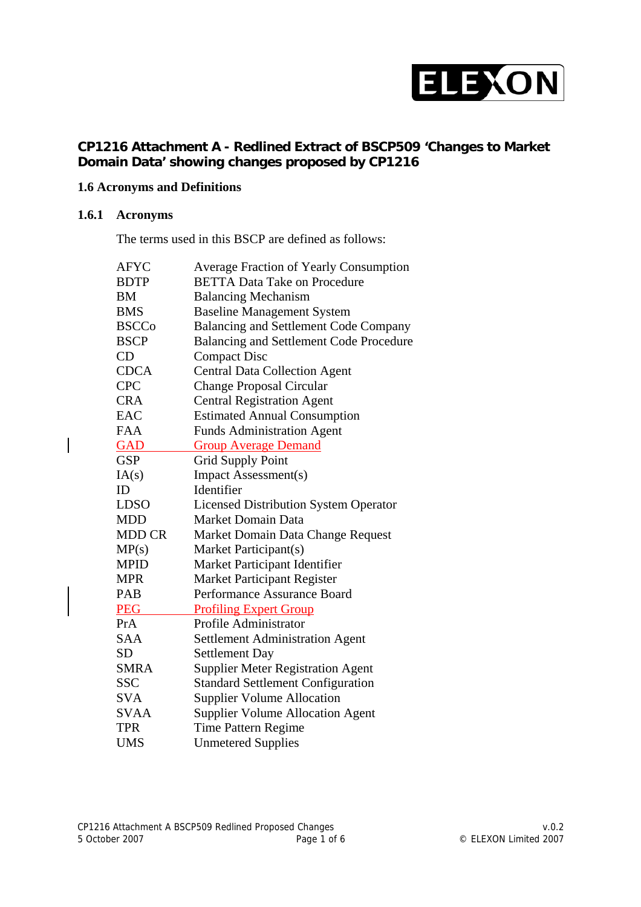**CP1216 Attachment A - Redlined Extract of BSCP509 'Changes to Market Domain Data' showing changes proposed by CP1216**

## 1.6 Acronyms and Definitions

### 1.6.1 Acronyms

The terms used in this BSCP are defined as follows:

| | |
|---|---|
| AFYC | Average Fraction of Yearly Consumption |
| BDTP | BETTA Data Take on Procedure |
| BM | Balancing Mechanism |
| BMS | Baseline Management System |
| BSCCo | Balancing and Settlement Code Company |
| BSCP | Balancing and Settlement Code Procedure |
| CD | Compact Disc |
| CDCA | Central Data Collection Agent |
| CPC | Change Proposal Circular |
| CRA | Central Registration Agent |
| EAC | Estimated Annual Consumption |
| FAA | Funds Administration Agent |
| GAD | Group Average Demand |
| GSP | Grid Supply Point |
| IA(s) | Impact Assessment(s) |
| ID | Identifier |
| LDSO | Licensed Distribution System Operator |
| MDD | Market Domain Data |
| MDD CR | Market Domain Data Change Request |
| MP(s) | Market Participant(s) |
| MPID | Market Participant Identifier |
| MPR | Market Participant Register |
| PAB | Performance Assurance Board |
| PEG | Profiling Expert Group |
| PrA | Profile Administrator |
| SAA | Settlement Administration Agent |
| SD | Settlement Day |
| SMRA | Supplier Meter Registration Agent |
| SSC | Standard Settlement Configuration |
| SVA | Supplier Volume Allocation |
| SVAA | Supplier Volume Allocation Agent |
| TPR | Time Pattern Regime |
| UMS | Unmetered Supplies |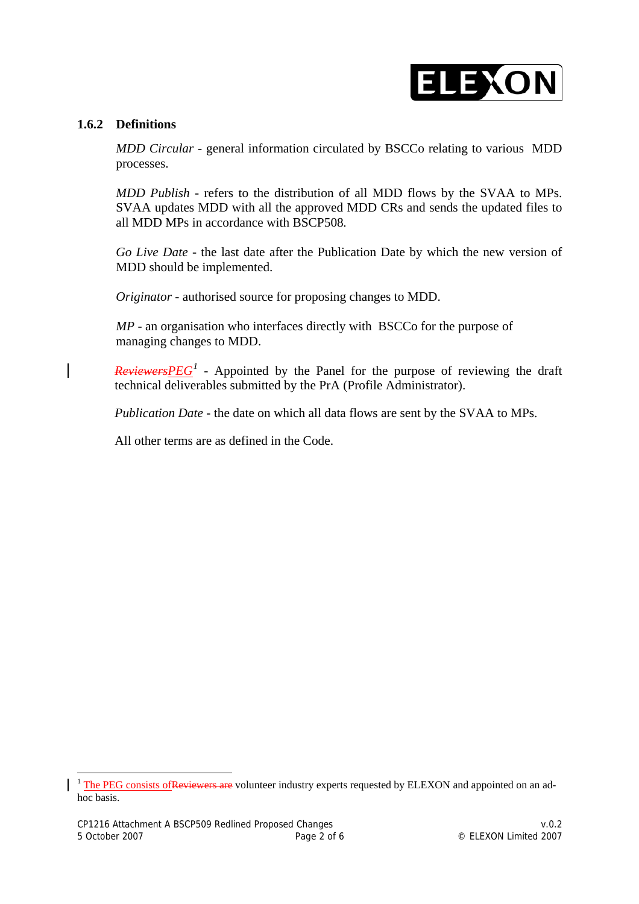### 1.6.2 Definitions

*MDD Circular* - general information circulated by BSCCo relating to various MDD processes.

*MDD Publish* - refers to the distribution of all MDD flows by the SVAA to MPs. SVAA updates MDD with all the approved MDD CRs and sends the updated files to all MDD MPs in accordance with BSCP508.

*Go Live Date* - the last date after the Publication Date by which the new version of MDD should be implemented.

*Originator* - authorised source for proposing changes to MDD.

*MP* - an organisation who interfaces directly with BSCCo for the purpose of managing changes to MDD.

~~*Reviewers*~~*PEG*[1] - Appointed by the Panel for the purpose of reviewing the draft technical deliverables submitted by the PrA (Profile Administrator).

*Publication Date* - the date on which all data flows are sent by the SVAA to MPs.

All other terms are as defined in the Code.

---

[1] The PEG consists of~~Reviewers are~~ volunteer industry experts requested by ELEXON and appointed on an ad-hoc basis.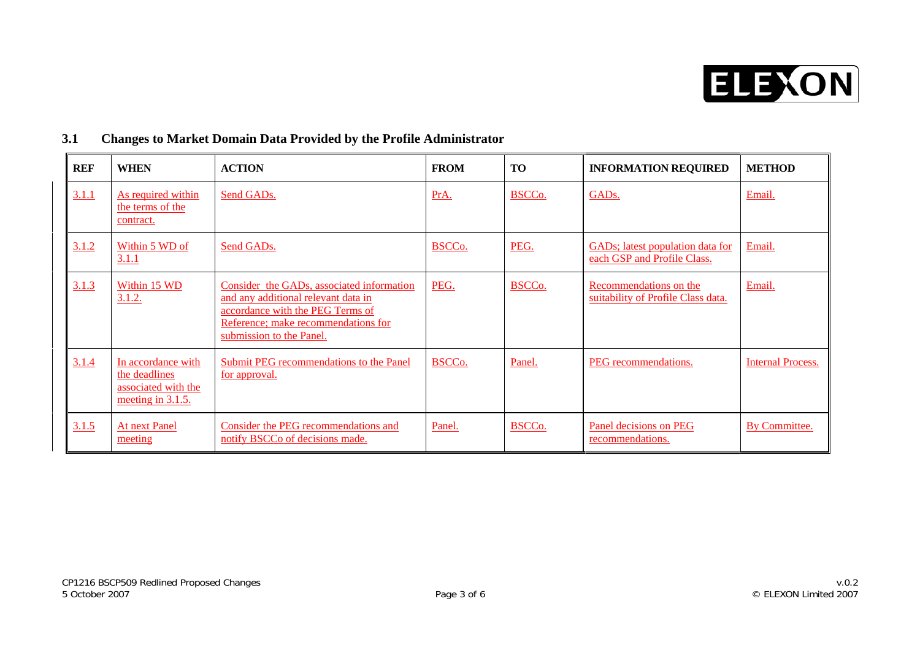## 3.1 Changes to Market Domain Data Provided by the Profile Administrator

| REF | WHEN | ACTION | FROM | TO | INFORMATION REQUIRED | METHOD |
|---|---|---|---|---|---|---|
| 3.1.1 | As required within the terms of the contract. | Send GADs. | PrA. | BSCCo. | GADs. | Email. |
| 3.1.2 | Within 5 WD of 3.1.1 | Send GADs. | BSCCo. | PEG. | GADs; latest population data for each GSP and Profile Class. | Email. |
| 3.1.3 | Within 15 WD 3.1.2. | Consider the GADs, associated information and any additional relevant data in accordance with the PEG Terms of Reference; make recommendations for submission to the Panel. | PEG. | BSCCo. | Recommendations on the suitability of Profile Class data. | Email. |
| 3.1.4 | In accordance with the deadlines associated with the meeting in 3.1.5. | Submit PEG recommendations to the Panel for approval. | BSCCo. | Panel. | PEG recommendations. | Internal Process. |
| 3.1.5 | At next Panel meeting | Consider the PEG recommendations and notify BSCCo of decisions made. | Panel. | BSCCo. | Panel decisions on PEG recommendations. | By Committee. |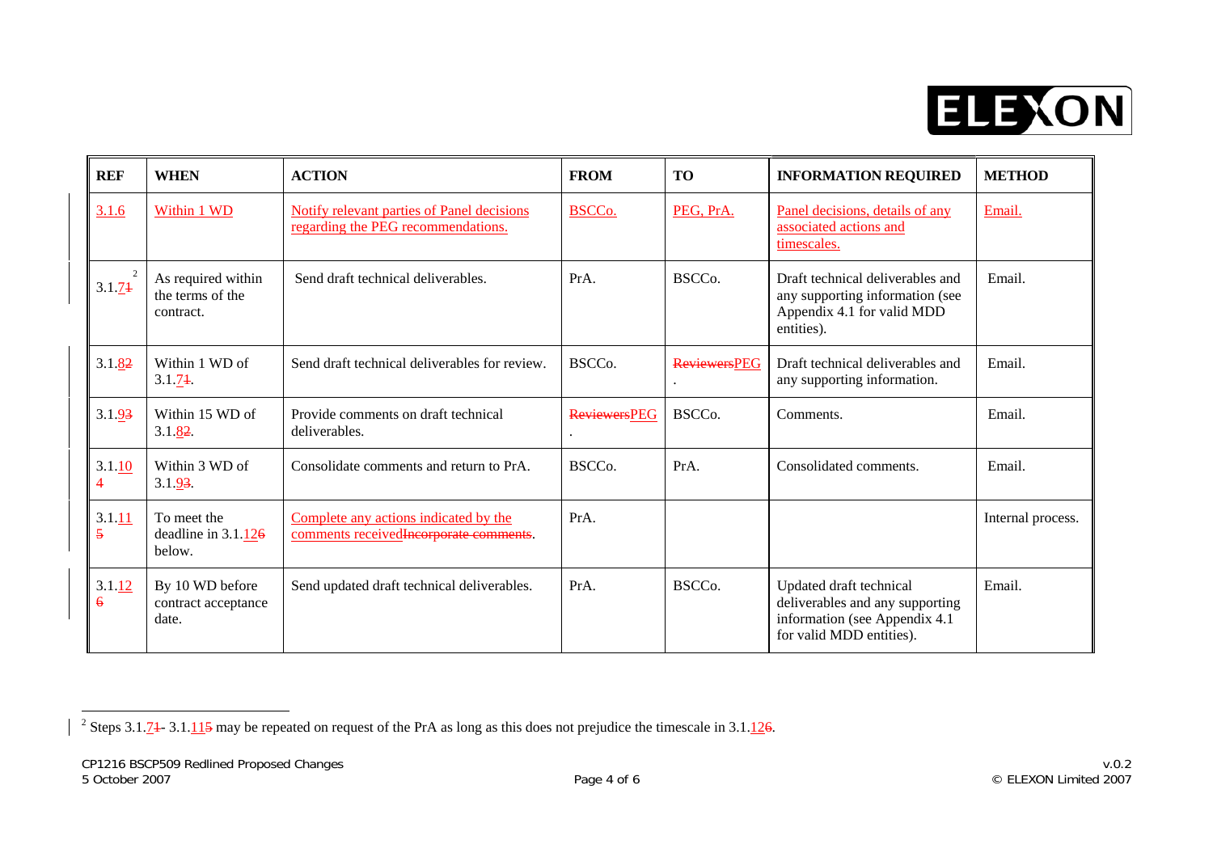| REF | WHEN | ACTION | FROM | TO | INFORMATION REQUIRED | METHOD |
|---|---|---|---|---|---|---|
| 3.1.6 | Within 1 WD | Notify relevant parties of Panel decisions regarding the PEG recommendations. | BSCCo. | PEG, PrA. | Panel decisions, details of any associated actions and timescales. | Email. |
| 3.1.71[2] | As required within the terms of the contract. | Send draft technical deliverables. | PrA. | BSCCo. | Draft technical deliverables and any supporting information (see Appendix 4.1 for valid MDD entities). | Email. |
| 3.1.82 | Within 1 WD of 3.1.71. | Send draft technical deliverables for review. | BSCCo. | ReviewersPEG. | Draft technical deliverables and any supporting information. | Email. |
| 3.1.93 | Within 15 WD of 3.1.82. | Provide comments on draft technical deliverables. | ReviewersPEG. | BSCCo. | Comments. | Email. |
| 3.1.104 | Within 3 WD of 3.1.93. | Consolidate comments and return to PrA. | BSCCo. | PrA. | Consolidated comments. | Email. |
| 3.1.115 | To meet the deadline in 3.1.126 below. | Complete any actions indicated by the comments receivedIncorporate comments. | PrA. | | | Internal process. |
| 3.1.126 | By 10 WD before contract acceptance date. | Send updated draft technical deliverables. | PrA. | BSCCo. | Updated draft technical deliverables and any supporting information (see Appendix 4.1 for valid MDD entities). | Email. |

[2] Steps 3.1.71- 3.1.115 may be repeated on request of the PrA as long as this does not prejudice the timescale in 3.1.126.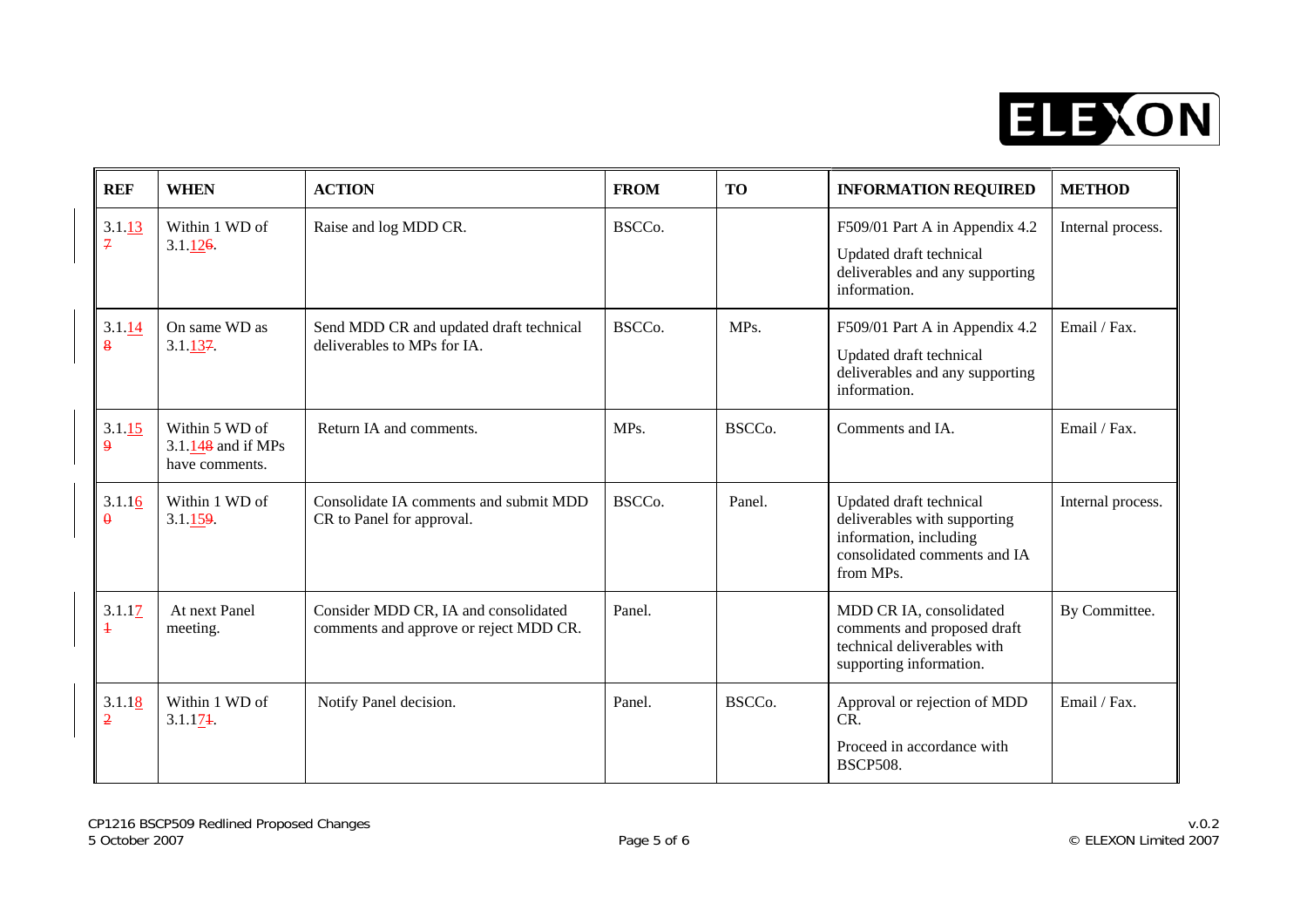| REF | WHEN | ACTION | FROM | TO | INFORMATION REQUIRED | METHOD |
|---|---|---|---|---|---|---|
| 3.1.13~~7~~ | Within 1 WD of 3.1.12~~6~~. | Raise and log MDD CR. | BSCCo. | | F509/01 Part A in Appendix 4.2<br>Updated draft technical deliverables and any supporting information. | Internal process. |
| 3.1.14~~8~~ | On same WD as 3.1.13~~7~~. | Send MDD CR and updated draft technical deliverables to MPs for IA. | BSCCo. | MPs. | F509/01 Part A in Appendix 4.2<br>Updated draft technical deliverables and any supporting information. | Email / Fax. |
| 3.1.15~~9~~ | Within 5 WD of 3.1.14~~8~~ and if MPs have comments. | Return IA and comments. | MPs. | BSCCo. | Comments and IA. | Email / Fax. |
| 3.1.16~~0~~ | Within 1 WD of 3.1.15~~9~~. | Consolidate IA comments and submit MDD CR to Panel for approval. | BSCCo. | Panel. | Updated draft technical deliverables with supporting information, including consolidated comments and IA from MPs. | Internal process. |
| 3.1.17~~1~~ | At next Panel meeting. | Consider MDD CR, IA and consolidated comments and approve or reject MDD CR. | Panel. | | MDD CR IA, consolidated comments and proposed draft technical deliverables with supporting information. | By Committee. |
| 3.1.18~~2~~ | Within 1 WD of 3.1.17~~1~~. | Notify Panel decision. | Panel. | BSCCo. | Approval or rejection of MDD CR.<br>Proceed in accordance with BSCP508. | Email / Fax. |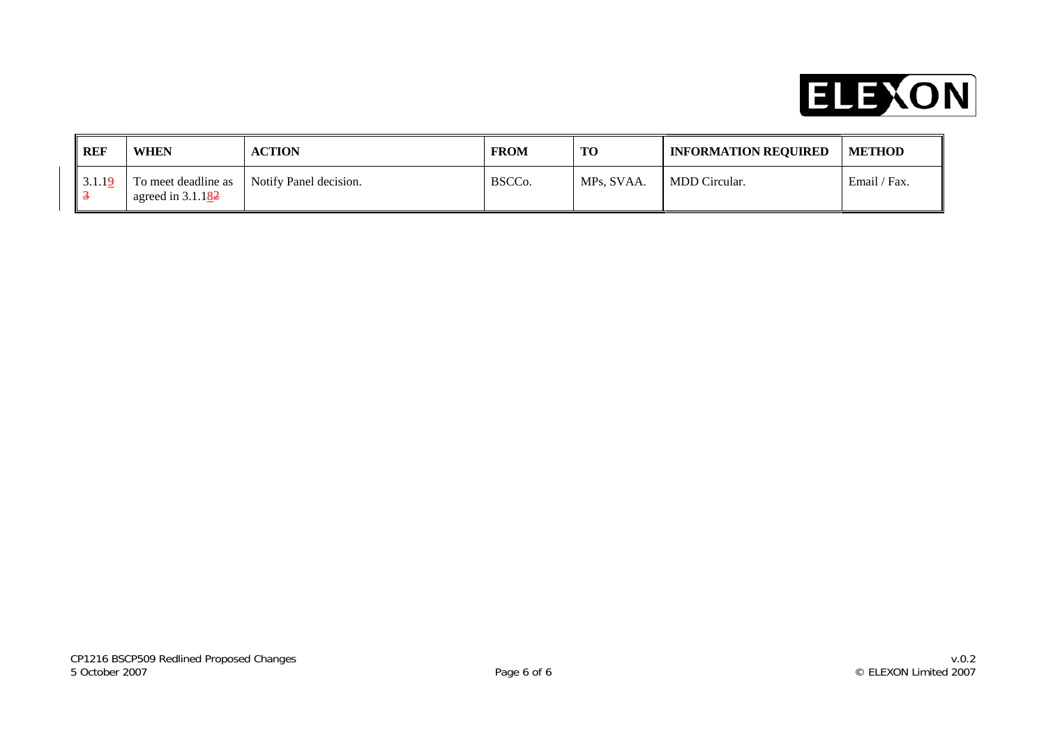| REF | WHEN | ACTION | FROM | TO | INFORMATION REQUIRED | METHOD |
|---|---|---|---|---|---|---|
| 3.1.19 3 | To meet deadline as agreed in 3.1.182 | Notify Panel decision. | BSCCo. | MPs, SVAA. | MDD Circular. | Email / Fax. |